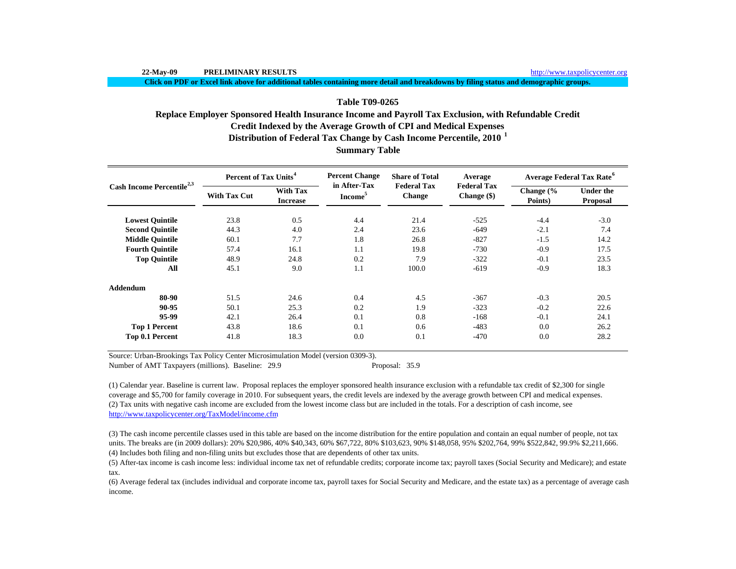22-May-09 **PRELIMINARY RESULTS** http://www.taxpolicycenter.org

**Click on PDF or Excel link above for additional tables containing more detail and breakdowns by filing status and demographic groups.**

## Table T09-0265

## Replace Employer Sponsored Health Insurance Income and Payroll Tax Exclusion, with Refundable Credit

## Credit Indexed by the Average Growth of CPI and Medical Expenses

## Distribution of Federal Tax Change by Cash Income Percentile, 2010 [1]

## Summary Table

| Cash Income Percentile[2,3] | Percent of Tax Units[4] | | Percent Change in After-Tax Income[5] | Share of Total Federal Tax Change | Average Federal Tax Change ($) | Average Federal Tax Rate[6] | |
|---|---|---|---|---|---|---|---|
| | With Tax Cut | With Tax Increase | | | | Change (% Points) | Under the Proposal |
| **Lowest Quintile** | 23.8 | 0.5 | 4.4 | 21.4 | -525 | -4.4 | -3.0 |
| **Second Quintile** | 44.3 | 4.0 | 2.4 | 23.6 | -649 | -2.1 | 7.4 |
| **Middle Quintile** | 60.1 | 7.7 | 1.8 | 26.8 | -827 | -1.5 | 14.2 |
| **Fourth Quintile** | 57.4 | 16.1 | 1.1 | 19.8 | -730 | -0.9 | 17.5 |
| **Top Quintile** | 48.9 | 24.8 | 0.2 | 7.9 | -322 | -0.1 | 23.5 |
| **All** | 45.1 | 9.0 | 1.1 | 100.0 | -619 | -0.9 | 18.3 |
| **Addendum** | | | | | | | |
| **80-90** | 51.5 | 24.6 | 0.4 | 4.5 | -367 | -0.3 | 20.5 |
| **90-95** | 50.1 | 25.3 | 0.2 | 1.9 | -323 | -0.2 | 22.6 |
| **95-99** | 42.1 | 26.4 | 0.1 | 0.8 | -168 | -0.1 | 24.1 |
| **Top 1 Percent** | 43.8 | 18.6 | 0.1 | 0.6 | -483 | 0.0 | 26.2 |
| **Top 0.1 Percent** | 41.8 | 18.3 | 0.0 | 0.1 | -470 | 0.0 | 28.2 |

Source: Urban-Brookings Tax Policy Center Microsimulation Model (version 0309-3).

Number of AMT Taxpayers (millions). Baseline: 29.9 Proposal: 35.9

(1) Calendar year. Baseline is current law. Proposal replaces the employer sponsored health insurance exclusion with a refundable tax credit of $2,300 for single coverage and $5,700 for family coverage in 2010. For subsequent years, the credit levels are indexed by the average growth between CPI and medical expenses.

(2) Tax units with negative cash income are excluded from the lowest income class but are included in the totals. For a description of cash income, see http://www.taxpolicycenter.org/TaxModel/income.cfm

(3) The cash income percentile classes used in this table are based on the income distribution for the entire population and contain an equal number of people, not tax units. The breaks are (in 2009 dollars): 20% $20,986, 40% $40,343, 60% $67,722, 80% $103,623, 90% $148,058, 95% $202,764, 99% $522,842, 99.9% $2,211,666.

(4) Includes both filing and non-filing units but excludes those that are dependents of other tax units.

(5) After-tax income is cash income less: individual income tax net of refundable credits; corporate income tax; payroll taxes (Social Security and Medicare); and estate tax.

(6) Average federal tax (includes individual and corporate income tax, payroll taxes for Social Security and Medicare, and the estate tax) as a percentage of average cash income.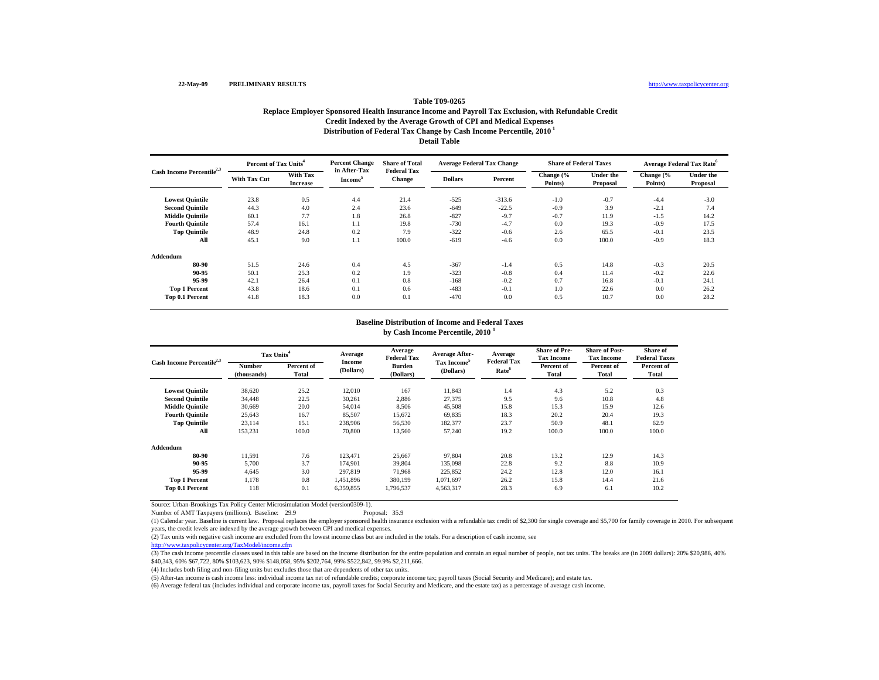22-May-09 **PRELIMINARY RESULTS** http://www.taxpolicycenter.org

## Table T09-0265
### Replace Employer Sponsored Health Insurance Income and Payroll Tax Exclusion, with Refundable Credit
### Credit Indexed by the Average Growth of CPI and Medical Expenses
### Distribution of Federal Tax Change by Cash Income Percentile, 2010 [1]
### Detail Table

| Cash Income Percentile[2,3] | Percent of Tax Units[4] | | Percent Change in After-Tax Income[5] | Share of Total Federal Tax Change | Average Federal Tax Change | | Share of Federal Taxes | | Average Federal Tax Rate[6] | |
|---|---|---|---|---|---|---|---|---|---|---|
| | With Tax Cut | With Tax Increase | | | Dollars | Percent | Change (% Points) | Under the Proposal | Change (% Points) | Under the Proposal |
| Lowest Quintile | 23.8 | 0.5 | 4.4 | 21.4 | -525 | -313.6 | -1.0 | -0.7 | -4.4 | -3.0 |
| Second Quintile | 44.3 | 4.0 | 2.4 | 23.6 | -649 | -22.5 | -0.9 | 3.9 | -2.1 | 7.4 |
| Middle Quintile | 60.1 | 7.7 | 1.8 | 26.8 | -827 | -9.7 | -0.7 | 11.9 | -1.5 | 14.2 |
| Fourth Quintile | 57.4 | 16.1 | 1.1 | 19.8 | -730 | -4.7 | 0.0 | 19.3 | -0.9 | 17.5 |
| Top Quintile | 48.9 | 24.8 | 0.2 | 7.9 | -322 | -0.6 | 2.6 | 65.5 | -0.1 | 23.5 |
| All | 45.1 | 9.0 | 1.1 | 100.0 | -619 | -4.6 | 0.0 | 100.0 | -0.9 | 18.3 |
| **Addendum** | | | | | | | | | | |
| 80-90 | 51.5 | 24.6 | 0.4 | 4.5 | -367 | -1.4 | 0.5 | 14.8 | -0.3 | 20.5 |
| 90-95 | 50.1 | 25.3 | 0.2 | 1.9 | -323 | -0.8 | 0.4 | 11.4 | -0.2 | 22.6 |
| 95-99 | 42.1 | 26.4 | 0.1 | 0.8 | -168 | -0.2 | 0.7 | 16.8 | -0.1 | 24.1 |
| Top 1 Percent | 43.8 | 18.6 | 0.1 | 0.6 | -483 | -0.1 | 1.0 | 22.6 | 0.0 | 26.2 |
| Top 0.1 Percent | 41.8 | 18.3 | 0.0 | 0.1 | -470 | 0.0 | 0.5 | 10.7 | 0.0 | 28.2 |

### Baseline Distribution of Income and Federal Taxes by Cash Income Percentile, 2010 [1]

| Cash Income Percentile[2,3] | Tax Units[4] | | Average Income (Dollars) | Average Federal Tax Burden (Dollars) | Average After-Tax Income[5] (Dollars) | Average Federal Tax Rate[6] | Share of Pre-Tax Income | Share of Post-Tax Income | Share of Federal Taxes |
|---|---|---|---|---|---|---|---|---|---|
| | Number (thousands) | Percent of Total | | | | | Percent of Total | Percent of Total | Percent of Total |
| Lowest Quintile | 38,620 | 25.2 | 12,010 | 167 | 11,843 | 1.4 | 4.3 | 5.2 | 0.3 |
| Second Quintile | 34,448 | 22.5 | 30,261 | 2,886 | 27,375 | 9.5 | 9.6 | 10.8 | 4.8 |
| Middle Quintile | 30,669 | 20.0 | 54,014 | 8,506 | 45,508 | 15.8 | 15.3 | 15.9 | 12.6 |
| Fourth Quintile | 25,643 | 16.7 | 85,507 | 15,672 | 69,835 | 18.3 | 20.2 | 20.4 | 19.3 |
| Top Quintile | 23,114 | 15.1 | 238,906 | 56,530 | 182,377 | 23.7 | 50.9 | 48.1 | 62.9 |
| All | 153,231 | 100.0 | 70,800 | 13,560 | 57,240 | 19.2 | 100.0 | 100.0 | 100.0 |
| **Addendum** | | | | | | | | | |
| 80-90 | 11,591 | 7.6 | 123,471 | 25,667 | 97,804 | 20.8 | 13.2 | 12.9 | 14.3 |
| 90-95 | 5,700 | 3.7 | 174,901 | 39,804 | 135,098 | 22.8 | 9.2 | 8.8 | 10.9 |
| 95-99 | 4,645 | 3.0 | 297,819 | 71,968 | 225,852 | 24.2 | 12.8 | 12.0 | 16.1 |
| Top 1 Percent | 1,178 | 0.8 | 1,451,896 | 380,199 | 1,071,697 | 26.2 | 15.8 | 14.4 | 21.6 |
| Top 0.1 Percent | 118 | 0.1 | 6,359,855 | 1,796,537 | 4,563,317 | 28.3 | 6.9 | 6.1 | 10.2 |

Source: Urban-Brookings Tax Policy Center Microsimulation Model (version0309-1).

Number of AMT Taxpayers (millions). Baseline: 29.9 Proposal: 35.9

(1) Calendar year. Baseline is current law. Proposal replaces the employer sponsored health insurance exclusion with a refundable tax credit of $2,300 for single coverage and $5,700 for family coverage in 2010. For subsequent years, the credit levels are indexed by the average growth between CPI and medical expenses.

(2) Tax units with negative cash income are excluded from the lowest income class but are included in the totals. For a description of cash income, see http://www.taxpolicycenter.org/TaxModel/income.cfm

(3) The cash income percentile classes used in this table are based on the income distribution for the entire population and contain an equal number of people, not tax units. The breaks are (in 2009 dollars): 20% $20,986, 40% $40,343, 60% $67,722, 80% $103,623, 90% $148,058, 95% $202,764, 99% $522,842, 99.9% $2,211,666.

(4) Includes both filing and non-filing units but excludes those that are dependents of other tax units.

(5) After-tax income is cash income less: individual income tax net of refundable credits; corporate income tax; payroll taxes (Social Security and Medicare); and estate tax.

(6) Average federal tax (includes individual and corporate income tax, payroll taxes for Social Security and Medicare, and the estate tax) as a percentage of average cash income.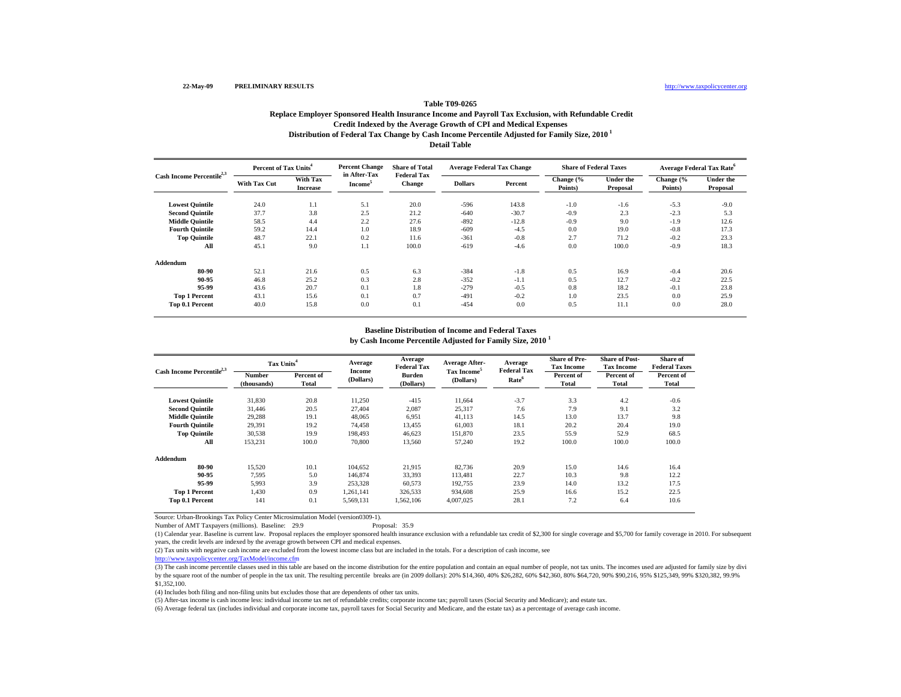22-May-09 PRELIMINARY RESULTS http://www.taxpolicycenter.org

**Table T09-0265**

**Replace Employer Sponsored Health Insurance Income and Payroll Tax Exclusion, with Refundable Credit**

**Credit Indexed by the Average Growth of CPI and Medical Expenses**

**Distribution of Federal Tax Change by Cash Income Percentile Adjusted for Family Size, 2010 [1]**

**Detail Table**

| Cash Income Percentile[2,3] | Percent of Tax Units[4] | | Percent Change in After-Tax Income[5] | Share of Total Federal Tax Change | Average Federal Tax Change | | Share of Federal Taxes | | Average Federal Tax Rate[6] | |
|---|---|---|---|---|---|---|---|---|---|---|
| | With Tax Cut | With Tax Increase | | | Dollars | Percent | Change (% Points) | Under the Proposal | Change (% Points) | Under the Proposal |
| Lowest Quintile | 24.0 | 1.1 | 5.1 | 20.0 | -596 | 143.8 | -1.0 | -1.6 | -5.3 | -9.0 |
| Second Quintile | 37.7 | 3.8 | 2.5 | 21.2 | -640 | -30.7 | -0.9 | 2.3 | -2.3 | 5.3 |
| Middle Quintile | 58.5 | 4.4 | 2.2 | 27.6 | -892 | -12.8 | -0.9 | 9.0 | -1.9 | 12.6 |
| Fourth Quintile | 59.2 | 14.4 | 1.0 | 18.9 | -609 | -4.5 | 0.0 | 19.0 | -0.8 | 17.3 |
| Top Quintile | 48.7 | 22.1 | 0.2 | 11.6 | -361 | -0.8 | 2.7 | 71.2 | -0.2 | 23.3 |
| All | 45.1 | 9.0 | 1.1 | 100.0 | -619 | -4.6 | 0.0 | 100.0 | -0.9 | 18.3 |
| **Addendum** | | | | | | | | | | |
| 80-90 | 52.1 | 21.6 | 0.5 | 6.3 | -384 | -1.8 | 0.5 | 16.9 | -0.4 | 20.6 |
| 90-95 | 46.8 | 25.2 | 0.3 | 2.8 | -352 | -1.1 | 0.5 | 12.7 | -0.2 | 22.5 |
| 95-99 | 43.6 | 20.7 | 0.1 | 1.8 | -279 | -0.5 | 0.8 | 18.2 | -0.1 | 23.8 |
| Top 1 Percent | 43.1 | 15.6 | 0.1 | 0.7 | -491 | -0.2 | 1.0 | 23.5 | 0.0 | 25.9 |
| Top 0.1 Percent | 40.0 | 15.8 | 0.0 | 0.1 | -454 | 0.0 | 0.5 | 11.1 | 0.0 | 28.0 |

**Baseline Distribution of Income and Federal Taxes**

**by Cash Income Percentile Adjusted for Family Size, 2010 [1]**

| Cash Income Percentile[2,3] | Tax Units[4] | | Average Income (Dollars) | Average Federal Tax Burden (Dollars) | Average After-Tax Income[5] (Dollars) | Average Federal Tax Rate[6] | Share of Pre-Tax Income | Share of Post-Tax Income | Share of Federal Taxes |
|---|---|---|---|---|---|---|---|---|---|
| | Number (thousands) | Percent of Total | | | | | Percent of Total | Percent of Total | Percent of Total |
| Lowest Quintile | 31,830 | 20.8 | 11,250 | -415 | 11,664 | -3.7 | 3.3 | 4.2 | -0.6 |
| Second Quintile | 31,446 | 20.5 | 27,404 | 2,087 | 25,317 | 7.6 | 7.9 | 9.1 | 3.2 |
| Middle Quintile | 29,288 | 19.1 | 48,065 | 6,951 | 41,113 | 14.5 | 13.0 | 13.7 | 9.8 |
| Fourth Quintile | 29,391 | 19.2 | 74,458 | 13,455 | 61,003 | 18.1 | 20.2 | 20.4 | 19.0 |
| Top Quintile | 30,538 | 19.9 | 198,493 | 46,623 | 151,870 | 23.5 | 55.9 | 52.9 | 68.5 |
| All | 153,231 | 100.0 | 70,800 | 13,560 | 57,240 | 19.2 | 100.0 | 100.0 | 100.0 |
| **Addendum** | | | | | | | | | |
| 80-90 | 15,520 | 10.1 | 104,652 | 21,915 | 82,736 | 20.9 | 15.0 | 14.6 | 16.4 |
| 90-95 | 7,595 | 5.0 | 146,874 | 33,393 | 113,481 | 22.7 | 10.3 | 9.8 | 12.2 |
| 95-99 | 5,993 | 3.9 | 253,328 | 60,573 | 192,755 | 23.9 | 14.0 | 13.2 | 17.5 |
| Top 1 Percent | 1,430 | 0.9 | 1,261,141 | 326,533 | 934,608 | 25.9 | 16.6 | 15.2 | 22.5 |
| Top 0.1 Percent | 141 | 0.1 | 5,569,131 | 1,562,106 | 4,007,025 | 28.1 | 7.2 | 6.4 | 10.6 |

Source: Urban-Brookings Tax Policy Center Microsimulation Model (version0309-1).

Number of AMT Taxpayers (millions). Baseline: 29.9 Proposal: 35.9

(1) Calendar year. Baseline is current law. Proposal replaces the employer sponsored health insurance exclusion with a refundable tax credit of $2,300 for single coverage and $5,700 for family coverage in 2010. For subsequent years, the credit levels are indexed by the average growth between CPI and medical expenses.

(2) Tax units with negative cash income are excluded from the lowest income class but are included in the totals. For a description of cash income, see http://www.taxpolicycenter.org/TaxModel/income.cfm

(3) The cash income percentile classes used in this table are based on the income distribution for the entire population and contain an equal number of people, not tax units. The incomes used are adjusted for family size by divi by the square root of the number of people in the tax unit. The resulting percentile breaks are (in 2009 dollars): 20% $14,360, 40% $26,282, 60% $42,360, 80% $64,720, 90% $90,216, 95% $125,349, 99% $320,382, 99.9% $1,352,100.

(4) Includes both filing and non-filing units but excludes those that are dependents of other tax units.

(5) After-tax income is cash income less: individual income tax net of refundable credits; corporate income tax; payroll taxes (Social Security and Medicare); and estate tax.

(6) Average federal tax (includes individual and corporate income tax, payroll taxes for Social Security and Medicare, and the estate tax) as a percentage of average cash income.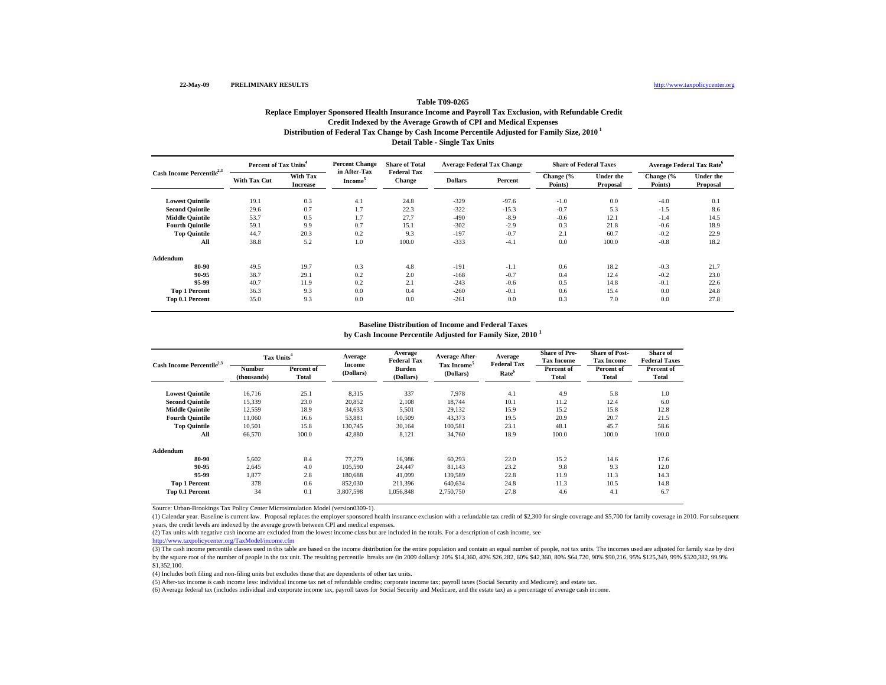22-May-09 PRELIMINARY RESULTS http://www.taxpolicycenter.org

# Table T09-0265

## Replace Employer Sponsored Health Insurance Income and Payroll Tax Exclusion, with Refundable Credit
## Credit Indexed by the Average Growth of CPI and Medical Expenses
## Distribution of Federal Tax Change by Cash Income Percentile Adjusted for Family Size, 2010 [1]
## Detail Table - Single Tax Units

| Cash Income Percentile[2,3] | Percent of Tax Units[4] | | Percent Change in After-Tax Income[5] | Share of Total Federal Tax Change | Average Federal Tax Change | | Share of Federal Taxes | | Average Federal Tax Rate[6] | |
|---|---|---|---|---|---|---|---|---|---|---|
| | With Tax Cut | With Tax Increase | | | Dollars | Percent | Change (% Points) | Under the Proposal | Change (% Points) | Under the Proposal |
| Lowest Quintile | 19.1 | 0.3 | 4.1 | 24.8 | -329 | -97.6 | -1.0 | 0.0 | -4.0 | 0.1 |
| Second Quintile | 29.6 | 0.7 | 1.7 | 22.3 | -322 | -15.3 | -0.7 | 5.3 | -1.5 | 8.6 |
| Middle Quintile | 53.7 | 0.5 | 1.7 | 27.7 | -490 | -8.9 | -0.6 | 12.1 | -1.4 | 14.5 |
| Fourth Quintile | 59.1 | 9.9 | 0.7 | 15.1 | -302 | -2.9 | 0.3 | 21.8 | -0.6 | 18.9 |
| Top Quintile | 44.7 | 20.3 | 0.2 | 9.3 | -197 | -0.7 | 2.1 | 60.7 | -0.2 | 22.9 |
| All | 38.8 | 5.2 | 1.0 | 100.0 | -333 | -4.1 | 0.0 | 100.0 | -0.8 | 18.2 |
| **Addendum** | | | | | | | | | | |
| 80-90 | 49.5 | 19.7 | 0.3 | 4.8 | -191 | -1.1 | 0.6 | 18.2 | -0.3 | 21.7 |
| 90-95 | 38.7 | 29.1 | 0.2 | 2.0 | -168 | -0.7 | 0.4 | 12.4 | -0.2 | 23.0 |
| 95-99 | 40.7 | 11.9 | 0.2 | 2.1 | -243 | -0.6 | 0.5 | 14.8 | -0.1 | 22.6 |
| Top 1 Percent | 36.3 | 9.3 | 0.0 | 0.4 | -260 | -0.1 | 0.6 | 15.4 | 0.0 | 24.8 |
| Top 0.1 Percent | 35.0 | 9.3 | 0.0 | 0.0 | -261 | 0.0 | 0.3 | 7.0 | 0.0 | 27.8 |

## Baseline Distribution of Income and Federal Taxes by Cash Income Percentile Adjusted for Family Size, 2010 [1]

| Cash Income Percentile[2,3] | Tax Units[4] | | Average Income (Dollars) | Average Federal Tax Burden (Dollars) | Average After-Tax Income[5] (Dollars) | Average Federal Tax Rate[6] | Share of Pre-Tax Income | Share of Post-Tax Income | Share of Federal Taxes |
|---|---|---|---|---|---|---|---|---|---|
| | Number (thousands) | Percent of Total | | | | | Percent of Total | Percent of Total | Percent of Total |
| Lowest Quintile | 16,716 | 25.1 | 8,315 | 337 | 7,978 | 4.1 | 4.9 | 5.8 | 1.0 |
| Second Quintile | 15,339 | 23.0 | 20,852 | 2,108 | 18,744 | 10.1 | 11.2 | 12.4 | 6.0 |
| Middle Quintile | 12,559 | 18.9 | 34,633 | 5,501 | 29,132 | 15.9 | 15.2 | 15.8 | 12.8 |
| Fourth Quintile | 11,060 | 16.6 | 53,881 | 10,509 | 43,373 | 19.5 | 20.9 | 20.7 | 21.5 |
| Top Quintile | 10,501 | 15.8 | 130,745 | 30,164 | 100,581 | 23.1 | 48.1 | 45.7 | 58.6 |
| All | 66,570 | 100.0 | 42,880 | 8,121 | 34,760 | 18.9 | 100.0 | 100.0 | 100.0 |
| **Addendum** | | | | | | | | | |
| 80-90 | 5,602 | 8.4 | 77,279 | 16,986 | 60,293 | 22.0 | 15.2 | 14.6 | 17.6 |
| 90-95 | 2,645 | 4.0 | 105,590 | 24,447 | 81,143 | 23.2 | 9.8 | 9.3 | 12.0 |
| 95-99 | 1,877 | 2.8 | 180,688 | 41,099 | 139,589 | 22.8 | 11.9 | 11.3 | 14.3 |
| Top 1 Percent | 378 | 0.6 | 852,030 | 211,396 | 640,634 | 24.8 | 11.3 | 10.5 | 14.8 |
| Top 0.1 Percent | 34 | 0.1 | 3,807,598 | 1,056,848 | 2,750,750 | 27.8 | 4.6 | 4.1 | 6.7 |

Source: Urban-Brookings Tax Policy Center Microsimulation Model (version0309-1).

(1) Calendar year. Baseline is current law. Proposal replaces the employer sponsored health insurance exclusion with a refundable tax credit of $2,300 for single coverage and $5,700 for family coverage in 2010. For subsequent years, the credit levels are indexed by the average growth between CPI and medical expenses.

(2) Tax units with negative cash income are excluded from the lowest income class but are included in the totals. For a description of cash income, see http://www.taxpolicycenter.org/TaxModel/income.cfm

(3) The cash income percentile classes used in this table are based on the income distribution for the entire population and contain an equal number of people, not tax units. The incomes used are adjusted for family size by dividing by the square root of the number of people in the tax unit. The resulting percentile breaks are (in 2009 dollars): 20% $14,360, 40% $26,282, 60% $42,360, 80% $64,720, 90% $90,216, 95% $125,349, 99% $320,382, 99.9% $1,352,100.

(4) Includes both filing and non-filing units but excludes those that are dependents of other tax units.

(5) After-tax income is cash income less: individual income tax net of refundable credits; corporate income tax; payroll taxes (Social Security and Medicare); and estate tax.

(6) Average federal tax (includes individual and corporate income tax, payroll taxes for Social Security and Medicare, and the estate tax) as a percentage of average cash income.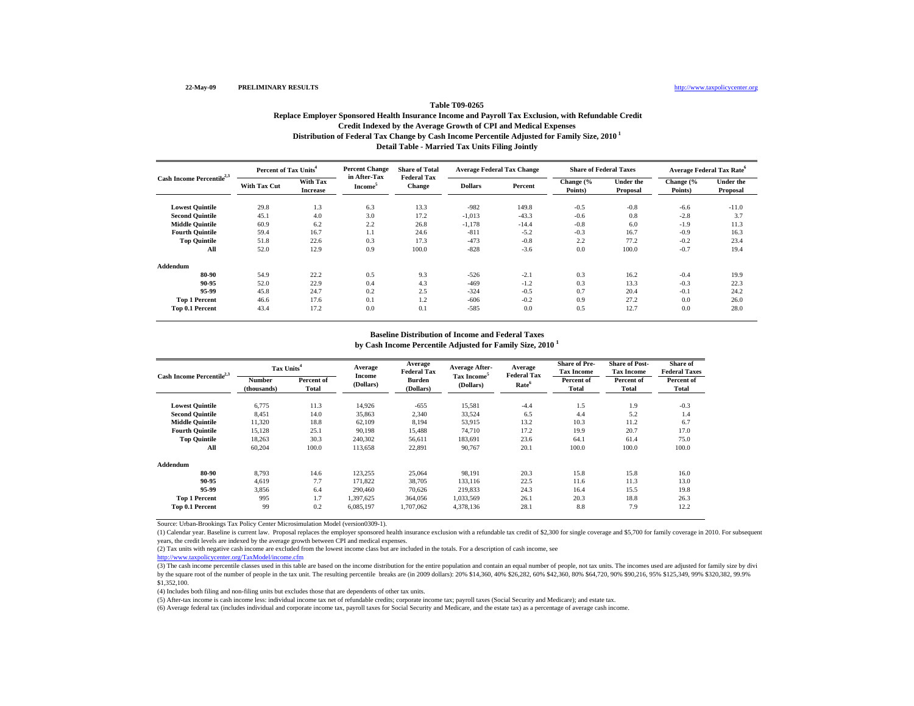22-May-09 **PRELIMINARY RESULTS** http://www.taxpolicycenter.org

# Table T09-0265

## Replace Employer Sponsored Health Insurance Income and Payroll Tax Exclusion, with Refundable Credit
## Credit Indexed by the Average Growth of CPI and Medical Expenses
## Distribution of Federal Tax Change by Cash Income Percentile Adjusted for Family Size, 2010 [1]
## Detail Table - Married Tax Units Filing Jointly

| Cash Income Percentile[2,3] | Percent of Tax Units[4] | | Percent Change in After-Tax Income[5] | Share of Total Federal Tax Change | Average Federal Tax Change | | Share of Federal Taxes | | Average Federal Tax Rate[6] | |
|---|---|---|---|---|---|---|---|---|---|---|
| | With Tax Cut | With Tax Increase | | | Dollars | Percent | Change (% Points) | Under the Proposal | Change (% Points) | Under the Proposal |
| **Lowest Quintile** | 29.8 | 1.3 | 6.3 | 13.3 | -982 | 149.8 | -0.5 | -0.8 | -6.6 | -11.0 |
| **Second Quintile** | 45.1 | 4.0 | 3.0 | 17.2 | -1,013 | -43.3 | -0.6 | 0.8 | -2.8 | 3.7 |
| **Middle Quintile** | 60.9 | 6.2 | 2.2 | 26.8 | -1,178 | -14.4 | -0.8 | 6.0 | -1.9 | 11.3 |
| **Fourth Quintile** | 59.4 | 16.7 | 1.1 | 24.6 | -811 | -5.2 | -0.3 | 16.7 | -0.9 | 16.3 |
| **Top Quintile** | 51.8 | 22.6 | 0.3 | 17.3 | -473 | -0.8 | 2.2 | 77.2 | -0.2 | 23.4 |
| **All** | 52.0 | 12.9 | 0.9 | 100.0 | -828 | -3.6 | 0.0 | 100.0 | -0.7 | 19.4 |
| **Addendum** | | | | | | | | | | |
| **80-90** | 54.9 | 22.2 | 0.5 | 9.3 | -526 | -2.1 | 0.3 | 16.2 | -0.4 | 19.9 |
| **90-95** | 52.0 | 22.9 | 0.4 | 4.3 | -469 | -1.2 | 0.3 | 13.3 | -0.3 | 22.3 |
| **95-99** | 45.8 | 24.7 | 0.2 | 2.5 | -324 | -0.5 | 0.7 | 20.4 | -0.1 | 24.2 |
| **Top 1 Percent** | 46.6 | 17.6 | 0.1 | 1.2 | -606 | -0.2 | 0.9 | 27.2 | 0.0 | 26.0 |
| **Top 0.1 Percent** | 43.4 | 17.2 | 0.0 | 0.1 | -585 | 0.0 | 0.5 | 12.7 | 0.0 | 28.0 |

## Baseline Distribution of Income and Federal Taxes
## by Cash Income Percentile Adjusted for Family Size, 2010 [1]

| Cash Income Percentile[2,3] | Tax Units[4] | | Average Income (Dollars) | Average Federal Tax Burden (Dollars) | Average After-Tax Income[5] (Dollars) | Average Federal Tax Rate[6] | Share of Pre-Tax Income | Share of Post-Tax Income | Share of Federal Taxes |
|---|---|---|---|---|---|---|---|---|---|
| | Number (thousands) | Percent of Total | | | | | Percent of Total | Percent of Total | Percent of Total |
| **Lowest Quintile** | 6,775 | 11.3 | 14,926 | -655 | 15,581 | -4.4 | 1.5 | 1.9 | -0.3 |
| **Second Quintile** | 8,451 | 14.0 | 35,863 | 2,340 | 33,524 | 6.5 | 4.4 | 5.2 | 1.4 |
| **Middle Quintile** | 11,320 | 18.8 | 62,109 | 8,194 | 53,915 | 13.2 | 10.3 | 11.2 | 6.7 |
| **Fourth Quintile** | 15,128 | 25.1 | 90,198 | 15,488 | 74,710 | 17.2 | 19.9 | 20.7 | 17.0 |
| **Top Quintile** | 18,263 | 30.3 | 240,302 | 56,611 | 183,691 | 23.6 | 64.1 | 61.4 | 75.0 |
| **All** | 60,204 | 100.0 | 113,658 | 22,891 | 90,767 | 20.1 | 100.0 | 100.0 | 100.0 |
| **Addendum** | | | | | | | | | |
| **80-90** | 8,793 | 14.6 | 123,255 | 25,064 | 98,191 | 20.3 | 15.8 | 15.8 | 16.0 |
| **90-95** | 4,619 | 7.7 | 171,822 | 38,705 | 133,116 | 22.5 | 11.6 | 11.3 | 13.0 |
| **95-99** | 3,856 | 6.4 | 290,460 | 70,626 | 219,833 | 24.3 | 16.4 | 15.5 | 19.8 |
| **Top 1 Percent** | 995 | 1.7 | 1,397,625 | 364,056 | 1,033,569 | 26.1 | 20.3 | 18.8 | 26.3 |
| **Top 0.1 Percent** | 99 | 0.2 | 6,085,197 | 1,707,062 | 4,378,136 | 28.1 | 8.8 | 7.9 | 12.2 |

Source: Urban-Brookings Tax Policy Center Microsimulation Model (version0309-1).

(1) Calendar year. Baseline is current law. Proposal replaces the employer sponsored health insurance exclusion with a refundable tax credit of $2,300 for single coverage and $5,700 for family coverage in 2010. For subsequent years, the credit levels are indexed by the average growth between CPI and medical expenses.

(2) Tax units with negative cash income are excluded from the lowest income class but are included in the totals. For a description of cash income, see http://www.taxpolicycenter.org/TaxModel/income.cfm

(3) The cash income percentile classes used in this table are based on the income distribution for the entire population and contain an equal number of people, not tax units. The incomes used are adjusted for family size by dividing by the square root of the number of people in the tax unit. The resulting percentile breaks are (in 2009 dollars): 20% $14,360, 40% $26,282, 60% $42,360, 80% $64,720, 90% $90,216, 95% $125,349, 99% $320,382, 99.9% $1,352,100.

(4) Includes both filing and non-filing units but excludes those that are dependents of other tax units.

(5) After-tax income is cash income less: individual income tax net of refundable credits; corporate income tax; payroll taxes (Social Security and Medicare); and estate tax.

(6) Average federal tax (includes individual and corporate income tax, payroll taxes for Social Security and Medicare, and the estate tax) as a percentage of average cash income.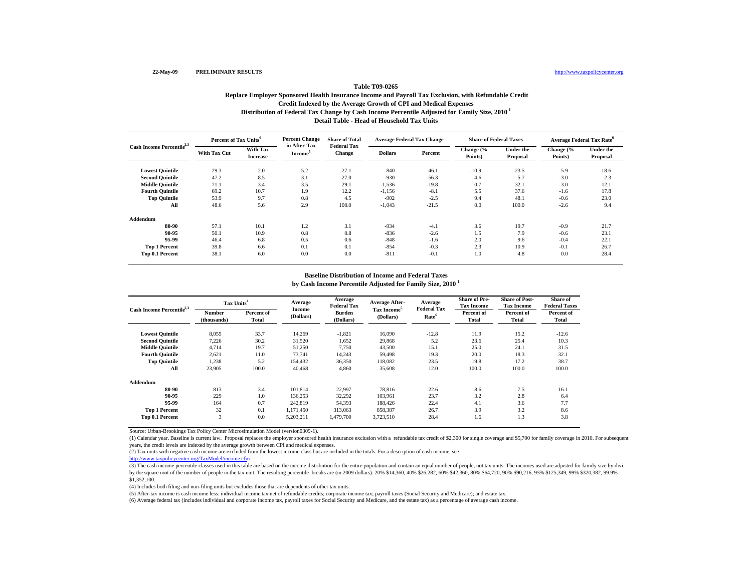22-May-09 PRELIMINARY RESULTS http://www.taxpolicycenter.org

### Table T09-0265
### Replace Employer Sponsored Health Insurance Income and Payroll Tax Exclusion, with Refundable Credit
### Credit Indexed by the Average Growth of CPI and Medical Expenses
### Distribution of Federal Tax Change by Cash Income Percentile Adjusted for Family Size, 2010 [1]
### Detail Table - Head of Household Tax Units

| Cash Income Percentile[2,3] | Percent of Tax Units[4] | | Percent Change in After-Tax Income[5] | Share of Total Federal Tax Change | Average Federal Tax Change | | Share of Federal Taxes | | Average Federal Tax Rate[6] | |
|---|---|---|---|---|---|---|---|---|---|---|
| | With Tax Cut | With Tax Increase | | | Dollars | Percent | Change (% Points) | Under the Proposal | Change (% Points) | Under the Proposal |
| Lowest Quintile | 29.3 | 2.0 | 5.2 | 27.1 | -840 | 46.1 | -10.9 | -23.5 | -5.9 | -18.6 |
| Second Quintile | 47.2 | 8.5 | 3.1 | 27.0 | -930 | -56.3 | -4.6 | 5.7 | -3.0 | 2.3 |
| Middle Quintile | 71.1 | 3.4 | 3.5 | 29.1 | -1,536 | -19.8 | 0.7 | 32.1 | -3.0 | 12.1 |
| Fourth Quintile | 69.2 | 10.7 | 1.9 | 12.2 | -1,156 | -8.1 | 5.5 | 37.6 | -1.6 | 17.8 |
| Top Quintile | 53.9 | 9.7 | 0.8 | 4.5 | -902 | -2.5 | 9.4 | 48.1 | -0.6 | 23.0 |
| All | 48.6 | 5.6 | 2.9 | 100.0 | -1,043 | -21.5 | 0.0 | 100.0 | -2.6 | 9.4 |
| **Addendum** | | | | | | | | | | |
| 80-90 | 57.1 | 10.1 | 1.2 | 3.1 | -934 | -4.1 | 3.6 | 19.7 | -0.9 | 21.7 |
| 90-95 | 50.1 | 10.9 | 0.8 | 0.8 | -836 | -2.6 | 1.5 | 7.9 | -0.6 | 23.1 |
| 95-99 | 46.4 | 6.8 | 0.5 | 0.6 | -848 | -1.6 | 2.0 | 9.6 | -0.4 | 22.1 |
| Top 1 Percent | 39.8 | 6.6 | 0.1 | 0.1 | -854 | -0.3 | 2.3 | 10.9 | -0.1 | 26.7 |
| Top 0.1 Percent | 38.1 | 6.0 | 0.0 | 0.0 | -811 | -0.1 | 1.0 | 4.8 | 0.0 | 28.4 |

### Baseline Distribution of Income and Federal Taxes
### by Cash Income Percentile Adjusted for Family Size, 2010 [1]

| Cash Income Percentile[2,3] | Tax Units[4] | | Average Income (Dollars) | Average Federal Tax Burden (Dollars) | Average After-Tax Income[5] (Dollars) | Average Federal Tax Rate[6] | Share of Pre-Tax Income | Share of Post-Tax Income | Share of Federal Taxes |
|---|---|---|---|---|---|---|---|---|---|
| | Number (thousands) | Percent of Total | | | | | Percent of Total | Percent of Total | Percent of Total |
| Lowest Quintile | 8,055 | 33.7 | 14,269 | -1,821 | 16,090 | -12.8 | 11.9 | 15.2 | -12.6 |
| Second Quintile | 7,226 | 30.2 | 31,520 | 1,652 | 29,868 | 5.2 | 23.6 | 25.4 | 10.3 |
| Middle Quintile | 4,714 | 19.7 | 51,250 | 7,750 | 43,500 | 15.1 | 25.0 | 24.1 | 31.5 |
| Fourth Quintile | 2,621 | 11.0 | 73,741 | 14,243 | 59,498 | 19.3 | 20.0 | 18.3 | 32.1 |
| Top Quintile | 1,238 | 5.2 | 154,432 | 36,350 | 118,082 | 23.5 | 19.8 | 17.2 | 38.7 |
| All | 23,905 | 100.0 | 40,468 | 4,860 | 35,608 | 12.0 | 100.0 | 100.0 | 100.0 |
| **Addendum** | | | | | | | | | |
| 80-90 | 813 | 3.4 | 101,814 | 22,997 | 78,816 | 22.6 | 8.6 | 7.5 | 16.1 |
| 90-95 | 229 | 1.0 | 136,253 | 32,292 | 103,961 | 23.7 | 3.2 | 2.8 | 6.4 |
| 95-99 | 164 | 0.7 | 242,819 | 54,393 | 188,426 | 22.4 | 4.1 | 3.6 | 7.7 |
| Top 1 Percent | 32 | 0.1 | 1,171,450 | 313,063 | 858,387 | 26.7 | 3.9 | 3.2 | 8.6 |
| Top 0.1 Percent | 3 | 0.0 | 5,203,211 | 1,479,700 | 3,723,510 | 28.4 | 1.6 | 1.3 | 3.8 |

Source: Urban-Brookings Tax Policy Center Microsimulation Model (version0309-1).

(1) Calendar year. Baseline is current law. Proposal replaces the employer sponsored health insurance exclusion with a refundable tax credit of $2,300 for single coverage and $5,700 for family coverage in 2010. For subsequent years, the credit levels are indexed by the average growth between CPI and medical expenses.

(2) Tax units with negative cash income are excluded from the lowest income class but are included in the totals. For a description of cash income, see http://www.taxpolicycenter.org/TaxModel/income.cfm

(3) The cash income percentile classes used in this table are based on the income distribution for the entire population and contain an equal number of people, not tax units. The incomes used are adjusted for family size by dividing by the square root of the number of people in the tax unit. The resulting percentile breaks are (in 2009 dollars): 20% $14,360, 40% $26,282, 60% $42,360, 80% $64,720, 90% $90,216, 95% $125,349, 99% $320,382, 99.9% $1,352,100.

(4) Includes both filing and non-filing units but excludes those that are dependents of other tax units.

(5) After-tax income is cash income less: individual income tax net of refundable credits; corporate income tax; payroll taxes (Social Security and Medicare); and estate tax.

(6) Average federal tax (includes individual and corporate income tax, payroll taxes for Social Security and Medicare, and the estate tax) as a percentage of average cash income.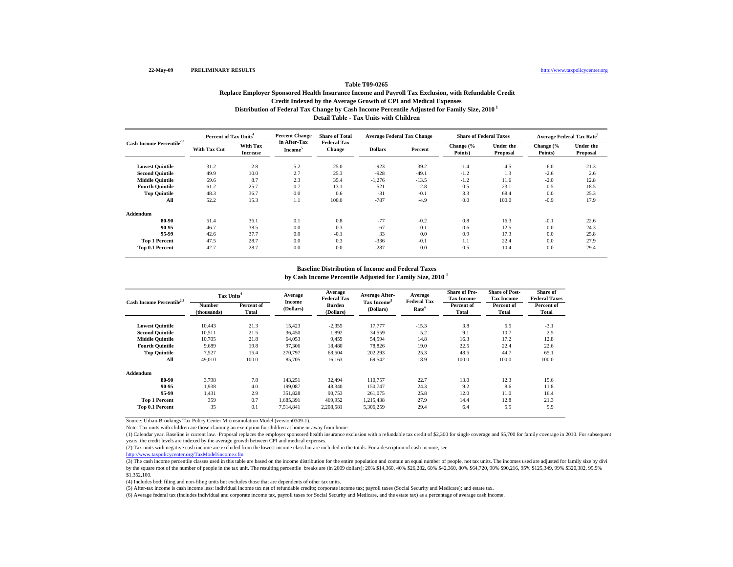22-May-09 **PRELIMINARY RESULTS** http://www.taxpolicycenter.org

**Table T09-0265**

**Replace Employer Sponsored Health Insurance Income and Payroll Tax Exclusion, with Refundable Credit**
**Credit Indexed by the Average Growth of CPI and Medical Expenses**
**Distribution of Federal Tax Change by Cash Income Percentile Adjusted for Family Size, 2010** [1]
**Detail Table - Tax Units with Children**

| Cash Income Percentile[2,3] | Percent of Tax Units[4] | | Percent Change in After-Tax Income[5] | Share of Total Federal Tax Change | Average Federal Tax Change | | Share of Federal Taxes | | Average Federal Tax Rate[6] | |
|---|---|---|---|---|---|---|---|---|---|---|
| | With Tax Cut | With Tax Increase | | | Dollars | Percent | Change (% Points) | Under the Proposal | Change (% Points) | Under the Proposal |
| Lowest Quintile | 31.2 | 2.8 | 5.2 | 25.0 | -923 | 39.2 | -1.4 | -4.5 | -6.0 | -21.3 |
| Second Quintile | 49.9 | 10.0 | 2.7 | 25.3 | -928 | -49.1 | -1.2 | 1.3 | -2.6 | 2.6 |
| Middle Quintile | 69.6 | 8.7 | 2.3 | 35.4 | -1,276 | -13.5 | -1.2 | 11.6 | -2.0 | 12.8 |
| Fourth Quintile | 61.2 | 25.7 | 0.7 | 13.1 | -521 | -2.8 | 0.5 | 23.1 | -0.5 | 18.5 |
| Top Quintile | 48.3 | 36.7 | 0.0 | 0.6 | -31 | -0.1 | 3.3 | 68.4 | 0.0 | 25.3 |
| All | 52.2 | 15.3 | 1.1 | 100.0 | -787 | -4.9 | 0.0 | 100.0 | -0.9 | 17.9 |
| **Addendum** | | | | | | | | | | |
| 80-90 | 51.4 | 36.1 | 0.1 | 0.8 | -77 | -0.2 | 0.8 | 16.3 | -0.1 | 22.6 |
| 90-95 | 46.7 | 38.5 | 0.0 | -0.3 | 67 | 0.1 | 0.6 | 12.5 | 0.0 | 24.3 |
| 95-99 | 42.6 | 37.7 | 0.0 | -0.1 | 33 | 0.0 | 0.9 | 17.3 | 0.0 | 25.8 |
| Top 1 Percent | 47.5 | 28.7 | 0.0 | 0.3 | -336 | -0.1 | 1.1 | 22.4 | 0.0 | 27.9 |
| Top 0.1 Percent | 42.7 | 28.7 | 0.0 | 0.0 | -287 | 0.0 | 0.5 | 10.4 | 0.0 | 29.4 |

**Baseline Distribution of Income and Federal Taxes**
**by Cash Income Percentile Adjusted for Family Size, 2010** [1]

| Cash Income Percentile[2,3] | Tax Units[4] | | Average Income (Dollars) | Average Federal Tax Burden (Dollars) | Average After-Tax Income[5] (Dollars) | Average Federal Tax Rate[6] | Share of Pre-Tax Income | Share of Post-Tax Income | Share of Federal Taxes |
|---|---|---|---|---|---|---|---|---|---|
| | Number (thousands) | Percent of Total | | | | | Percent of Total | Percent of Total | Percent of Total |
| Lowest Quintile | 10,443 | 21.3 | 15,423 | -2,355 | 17,777 | -15.3 | 3.8 | 5.5 | -3.1 |
| Second Quintile | 10,511 | 21.5 | 36,450 | 1,892 | 34,559 | 5.2 | 9.1 | 10.7 | 2.5 |
| Middle Quintile | 10,705 | 21.8 | 64,053 | 9,459 | 54,594 | 14.8 | 16.3 | 17.2 | 12.8 |
| Fourth Quintile | 9,689 | 19.8 | 97,306 | 18,480 | 78,826 | 19.0 | 22.5 | 22.4 | 22.6 |
| Top Quintile | 7,527 | 15.4 | 270,797 | 68,504 | 202,293 | 25.3 | 48.5 | 44.7 | 65.1 |
| All | 49,010 | 100.0 | 85,705 | 16,163 | 69,542 | 18.9 | 100.0 | 100.0 | 100.0 |
| **Addendum** | | | | | | | | | |
| 80-90 | 3,798 | 7.8 | 143,251 | 32,494 | 110,757 | 22.7 | 13.0 | 12.3 | 15.6 |
| 90-95 | 1,938 | 4.0 | 199,087 | 48,340 | 150,747 | 24.3 | 9.2 | 8.6 | 11.8 |
| 95-99 | 1,431 | 2.9 | 351,828 | 90,753 | 261,075 | 25.8 | 12.0 | 11.0 | 16.4 |
| Top 1 Percent | 359 | 0.7 | 1,685,391 | 469,952 | 1,215,438 | 27.9 | 14.4 | 12.8 | 21.3 |
| Top 0.1 Percent | 35 | 0.1 | 7,514,841 | 2,208,581 | 5,306,259 | 29.4 | 6.4 | 5.5 | 9.9 |

Source: Urban-Brookings Tax Policy Center Microsimulation Model (version0309-1).

Note: Tax units with children are those claiming an exemption for children at home or away from home.

(1) Calendar year. Baseline is current law. Proposal replaces the employer sponsored health insurance exclusion with a refundable tax credit of $2,300 for single coverage and $5,700 for family coverage in 2010. For subsequent years, the credit levels are indexed by the average growth between CPI and medical expenses.

(2) Tax units with negative cash income are excluded from the lowest income class but are included in the totals. For a description of cash income, see http://www.taxpolicycenter.org/TaxModel/income.cfm

(3) The cash income percentile classes used in this table are based on the income distribution for the entire population and contain an equal number of people, not tax units. The incomes used are adjusted for family size by divi by the square root of the number of people in the tax unit. The resulting percentile breaks are (in 2009 dollars): 20% $14,360, 40% $26,282, 60% $42,360, 80% $64,720, 90% $90,216, 95% $125,349, 99% $320,382, 99.9% $1,352,100.

(4) Includes both filing and non-filing units but excludes those that are dependents of other tax units.

(5) After-tax income is cash income less: individual income tax net of refundable credits; corporate income tax; payroll taxes (Social Security and Medicare); and estate tax.

(6) Average federal tax (includes individual and corporate income tax, payroll taxes for Social Security and Medicare, and the estate tax) as a percentage of average cash income.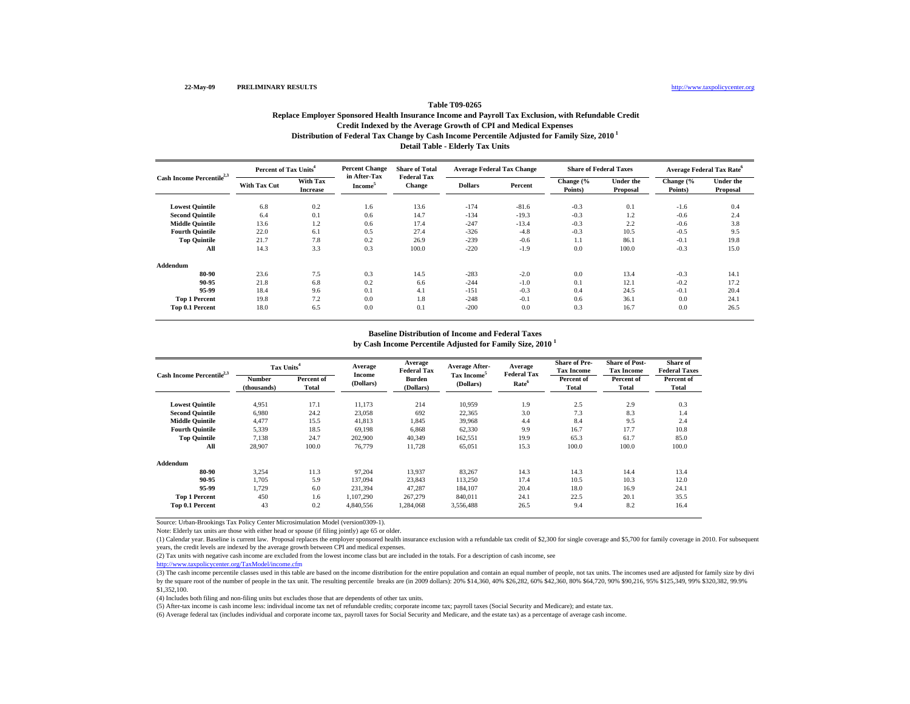22-May-09 PRELIMINARY RESULTS http://www.taxpolicycenter.org

# Table T09-0265

## Replace Employer Sponsored Health Insurance Income and Payroll Tax Exclusion, with Refundable Credit Credit Indexed by the Average Growth of CPI and Medical Expenses Distribution of Federal Tax Change by Cash Income Percentile Adjusted for Family Size, 2010 [1]

### Detail Table - Elderly Tax Units

| Cash Income Percentile[2,3] | Percent of Tax Units[4] | | Percent Change in After-Tax Income[5] | Share of Total Federal Tax Change | Average Federal Tax Change | | Share of Federal Taxes | | Average Federal Tax Rate[6] | |
|---|---|---|---|---|---|---|---|---|---|---|
| | With Tax Cut | With Tax Increase | | | Dollars | Percent | Change (% Points) | Under the Proposal | Change (% Points) | Under the Proposal |
| Lowest Quintile | 6.8 | 0.2 | 1.6 | 13.6 | -174 | -81.6 | -0.3 | 0.1 | -1.6 | 0.4 |
| Second Quintile | 6.4 | 0.1 | 0.6 | 14.7 | -134 | -19.3 | -0.3 | 1.2 | -0.6 | 2.4 |
| Middle Quintile | 13.6 | 1.2 | 0.6 | 17.4 | -247 | -13.4 | -0.3 | 2.2 | -0.6 | 3.8 |
| Fourth Quintile | 22.0 | 6.1 | 0.5 | 27.4 | -326 | -4.8 | -0.3 | 10.5 | -0.5 | 9.5 |
| Top Quintile | 21.7 | 7.8 | 0.2 | 26.9 | -239 | -0.6 | 1.1 | 86.1 | -0.1 | 19.8 |
| All | 14.3 | 3.3 | 0.3 | 100.0 | -220 | -1.9 | 0.0 | 100.0 | -0.3 | 15.0 |
| Addendum | | | | | | | | | | |
| 80-90 | 23.6 | 7.5 | 0.3 | 14.5 | -283 | -2.0 | 0.0 | 13.4 | -0.3 | 14.1 |
| 90-95 | 21.8 | 6.8 | 0.2 | 6.6 | -244 | -1.0 | 0.1 | 12.1 | -0.2 | 17.2 |
| 95-99 | 18.4 | 9.6 | 0.1 | 4.1 | -151 | -0.3 | 0.4 | 24.5 | -0.1 | 20.4 |
| Top 1 Percent | 19.8 | 7.2 | 0.0 | 1.8 | -248 | -0.1 | 0.6 | 36.1 | 0.0 | 24.1 |
| Top 0.1 Percent | 18.0 | 6.5 | 0.0 | 0.1 | -200 | 0.0 | 0.3 | 16.7 | 0.0 | 26.5 |

## Baseline Distribution of Income and Federal Taxes by Cash Income Percentile Adjusted for Family Size, 2010 [1]

| Cash Income Percentile[2,3] | Tax Units[4] | | Average Income (Dollars) | Average Federal Tax Burden (Dollars) | Average After-Tax Income[5] (Dollars) | Average Federal Tax Rate[6] | Share of Pre-Tax Income | Share of Post-Tax Income | Share of Federal Taxes |
|---|---|---|---|---|---|---|---|---|---|
| | Number (thousands) | Percent of Total | | | | | Percent of Total | Percent of Total | Percent of Total |
| Lowest Quintile | 4,951 | 17.1 | 11,173 | 214 | 10,959 | 1.9 | 2.5 | 2.9 | 0.3 |
| Second Quintile | 6,980 | 24.2 | 23,058 | 692 | 22,365 | 3.0 | 7.3 | 8.3 | 1.4 |
| Middle Quintile | 4,477 | 15.5 | 41,813 | 1,845 | 39,968 | 4.4 | 8.4 | 9.5 | 2.4 |
| Fourth Quintile | 5,339 | 18.5 | 69,198 | 6,868 | 62,330 | 9.9 | 16.7 | 17.7 | 10.8 |
| Top Quintile | 7,138 | 24.7 | 202,900 | 40,349 | 162,551 | 19.9 | 65.3 | 61.7 | 85.0 |
| All | 28,907 | 100.0 | 76,779 | 11,728 | 65,051 | 15.3 | 100.0 | 100.0 | 100.0 |
| Addendum | | | | | | | | | |
| 80-90 | 3,254 | 11.3 | 97,204 | 13,937 | 83,267 | 14.3 | 14.3 | 14.4 | 13.4 |
| 90-95 | 1,705 | 5.9 | 137,094 | 23,843 | 113,250 | 17.4 | 10.5 | 10.3 | 12.0 |
| 95-99 | 1,729 | 6.0 | 231,394 | 47,287 | 184,107 | 20.4 | 18.0 | 16.9 | 24.1 |
| Top 1 Percent | 450 | 1.6 | 1,107,290 | 267,279 | 840,011 | 24.1 | 22.5 | 20.1 | 35.5 |
| Top 0.1 Percent | 43 | 0.2 | 4,840,556 | 1,284,068 | 3,556,488 | 26.5 | 9.4 | 8.2 | 16.4 |

Source: Urban-Brookings Tax Policy Center Microsimulation Model (version0309-1).

Note: Elderly tax units are those with either head or spouse (if filing jointly) age 65 or older.

(1) Calendar year. Baseline is current law. Proposal replaces the employer sponsored health insurance exclusion with a refundable tax credit of $2,300 for single coverage and $5,700 for family coverage in 2010. For subsequent years, the credit levels are indexed by the average growth between CPI and medical expenses.

(2) Tax units with negative cash income are excluded from the lowest income class but are included in the totals. For a description of cash income, see http://www.taxpolicycenter.org/TaxModel/income.cfm

(3) The cash income percentile classes used in this table are based on the income distribution for the entire population and contain an equal number of people, not tax units. The incomes used are adjusted for family size by dividing by the square root of the number of people in the tax unit. The resulting percentile breaks are (in 2009 dollars): 20% $14,360, 40% $26,282, 60% $42,360, 80% $64,720, 90% $90,216, 95% $125,349, 99% $320,382, 99.9% $1,352,100.

(4) Includes both filing and non-filing units but excludes those that are dependents of other tax units.

(5) After-tax income is cash income less: individual income tax net of refundable credits; corporate income tax; payroll taxes (Social Security and Medicare); and estate tax.

(6) Average federal tax (includes individual and corporate income tax, payroll taxes for Social Security and Medicare, and the estate tax) as a percentage of average cash income.